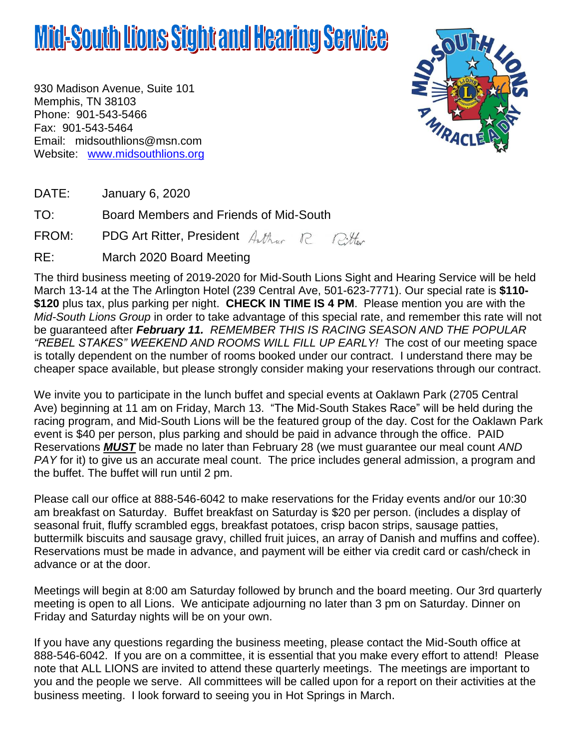# Mid-South Lions Sight and Hearing Service

930 Madison Avenue, Suite 101
Memphis, TN 38103
Phone: 901-543-5466
Fax: 901-543-5464
Email: midsouthlions@msn.com
Website: www.midsouthlions.org

DATE: January 6, 2020

TO: Board Members and Friends of Mid-South

FROM: PDG Art Ritter, President *Arthur R Ritter*

RE: March 2020 Board Meeting

The third business meeting of 2019-2020 for Mid-South Lions Sight and Hearing Service will be held March 13-14 at the The Arlington Hotel (239 Central Ave, 501-623-7771). Our special rate is **$110-$120** plus tax, plus parking per night. **CHECK IN TIME IS 4 PM**. Please mention you are with the *Mid-South Lions Group* in order to take advantage of this special rate, and remember this rate will not be guaranteed after ***February 11.*** *REMEMBER THIS IS RACING SEASON AND THE POPULAR "REBEL STAKES" WEEKEND AND ROOMS WILL FILL UP EARLY!* The cost of our meeting space is totally dependent on the number of rooms booked under our contract. I understand there may be cheaper space available, but please strongly consider making your reservations through our contract.

We invite you to participate in the lunch buffet and special events at Oaklawn Park (2705 Central Ave) beginning at 11 am on Friday, March 13. "The Mid-South Stakes Race" will be held during the racing program, and Mid-South Lions will be the featured group of the day. Cost for the Oaklawn Park event is $40 per person, plus parking and should be paid in advance through the office. PAID Reservations ***MUST*** be made no later than February 28 (we must guarantee our meal count *AND PAY* for it) to give us an accurate meal count. The price includes general admission, a program and the buffet. The buffet will run until 2 pm.

Please call our office at 888-546-6042 to make reservations for the Friday events and/or our 10:30 am breakfast on Saturday. Buffet breakfast on Saturday is $20 per person. (includes a display of seasonal fruit, fluffy scrambled eggs, breakfast potatoes, crisp bacon strips, sausage patties, buttermilk biscuits and sausage gravy, chilled fruit juices, an array of Danish and muffins and coffee). Reservations must be made in advance, and payment will be either via credit card or cash/check in advance or at the door.

Meetings will begin at 8:00 am Saturday followed by brunch and the board meeting. Our 3rd quarterly meeting is open to all Lions. We anticipate adjourning no later than 3 pm on Saturday. Dinner on Friday and Saturday nights will be on your own.

If you have any questions regarding the business meeting, please contact the Mid-South office at 888-546-6042. If you are on a committee, it is essential that you make every effort to attend! Please note that ALL LIONS are invited to attend these quarterly meetings. The meetings are important to you and the people we serve. All committees will be called upon for a report on their activities at the business meeting. I look forward to seeing you in Hot Springs in March.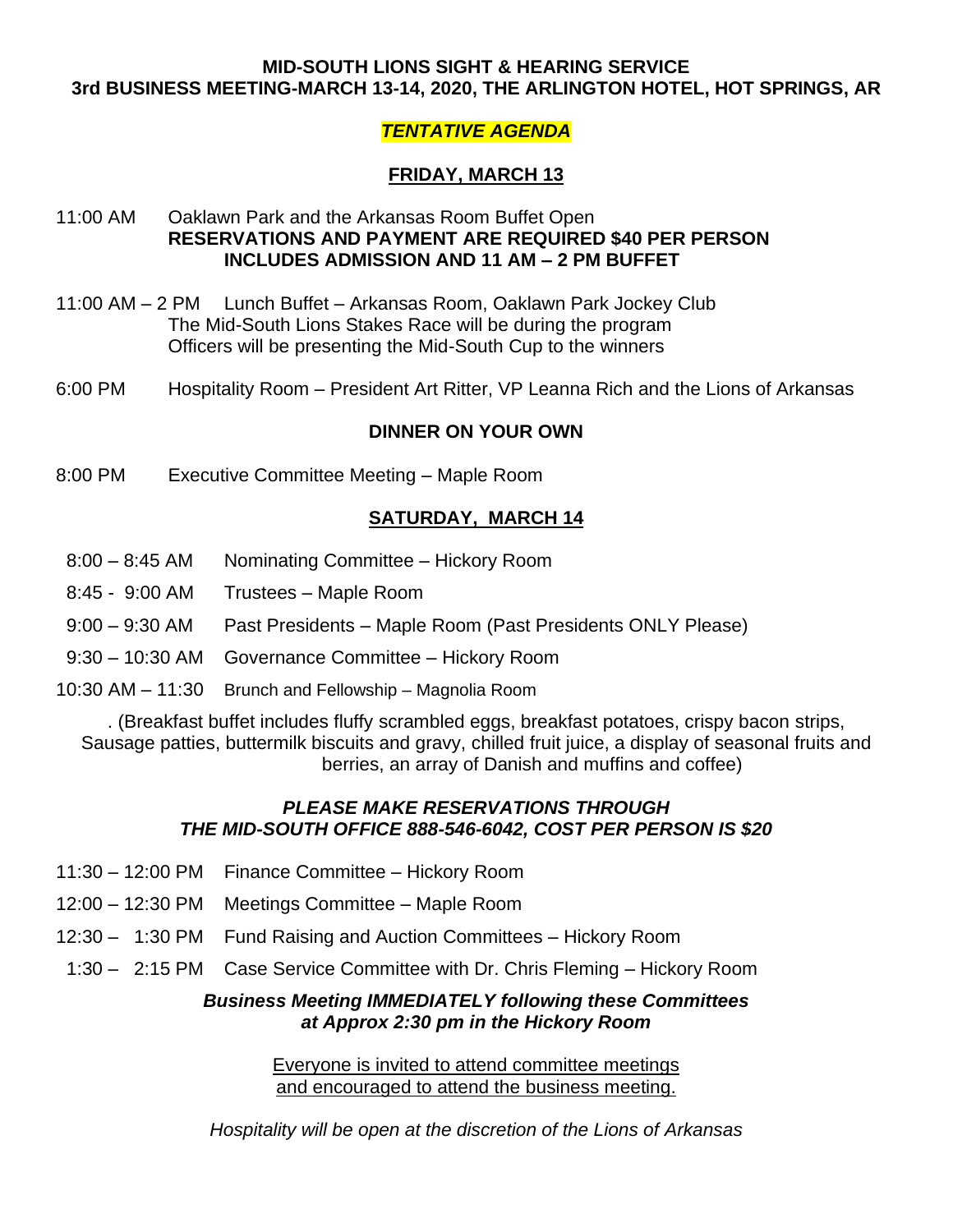**MID-SOUTH LIONS SIGHT & HEARING SERVICE**
**3rd BUSINESS MEETING-MARCH 13-14, 2020, THE ARLINGTON HOTEL, HOT SPRINGS, AR**

***TENTATIVE AGENDA***

## FRIDAY, MARCH 13

11:00 AM Oaklawn Park and the Arkansas Room Buffet Open
**RESERVATIONS AND PAYMENT ARE REQUIRED $40 PER PERSON INCLUDES ADMISSION AND 11 AM – 2 PM BUFFET**

11:00 AM – 2 PM Lunch Buffet – Arkansas Room, Oaklawn Park Jockey Club
The Mid-South Lions Stakes Race will be during the program
Officers will be presenting the Mid-South Cup to the winners

6:00 PM Hospitality Room – President Art Ritter, VP Leanna Rich and the Lions of Arkansas

**DINNER ON YOUR OWN**

8:00 PM Executive Committee Meeting – Maple Room

## SATURDAY, MARCH 14

8:00 – 8:45 AM Nominating Committee – Hickory Room

8:45 - 9:00 AM Trustees – Maple Room

9:00 – 9:30 AM Past Presidents – Maple Room (Past Presidents ONLY Please)

9:30 – 10:30 AM Governance Committee – Hickory Room

10:30 AM – 11:30 Brunch and Fellowship – Magnolia Room

. (Breakfast buffet includes fluffy scrambled eggs, breakfast potatoes, crispy bacon strips, Sausage patties, buttermilk biscuits and gravy, chilled fruit juice, a display of seasonal fruits and berries, an array of Danish and muffins and coffee)

***PLEASE MAKE RESERVATIONS THROUGH THE MID-SOUTH OFFICE 888-546-6042, COST PER PERSON IS $20***

11:30 – 12:00 PM Finance Committee – Hickory Room

12:00 – 12:30 PM Meetings Committee – Maple Room

12:30 – 1:30 PM Fund Raising and Auction Committees – Hickory Room

1:30 – 2:15 PM Case Service Committee with Dr. Chris Fleming – Hickory Room

***Business Meeting IMMEDIATELY following these Committees at Approx 2:30 pm in the Hickory Room***

Everyone is invited to attend committee meetings and encouraged to attend the business meeting.

*Hospitality will be open at the discretion of the Lions of Arkansas*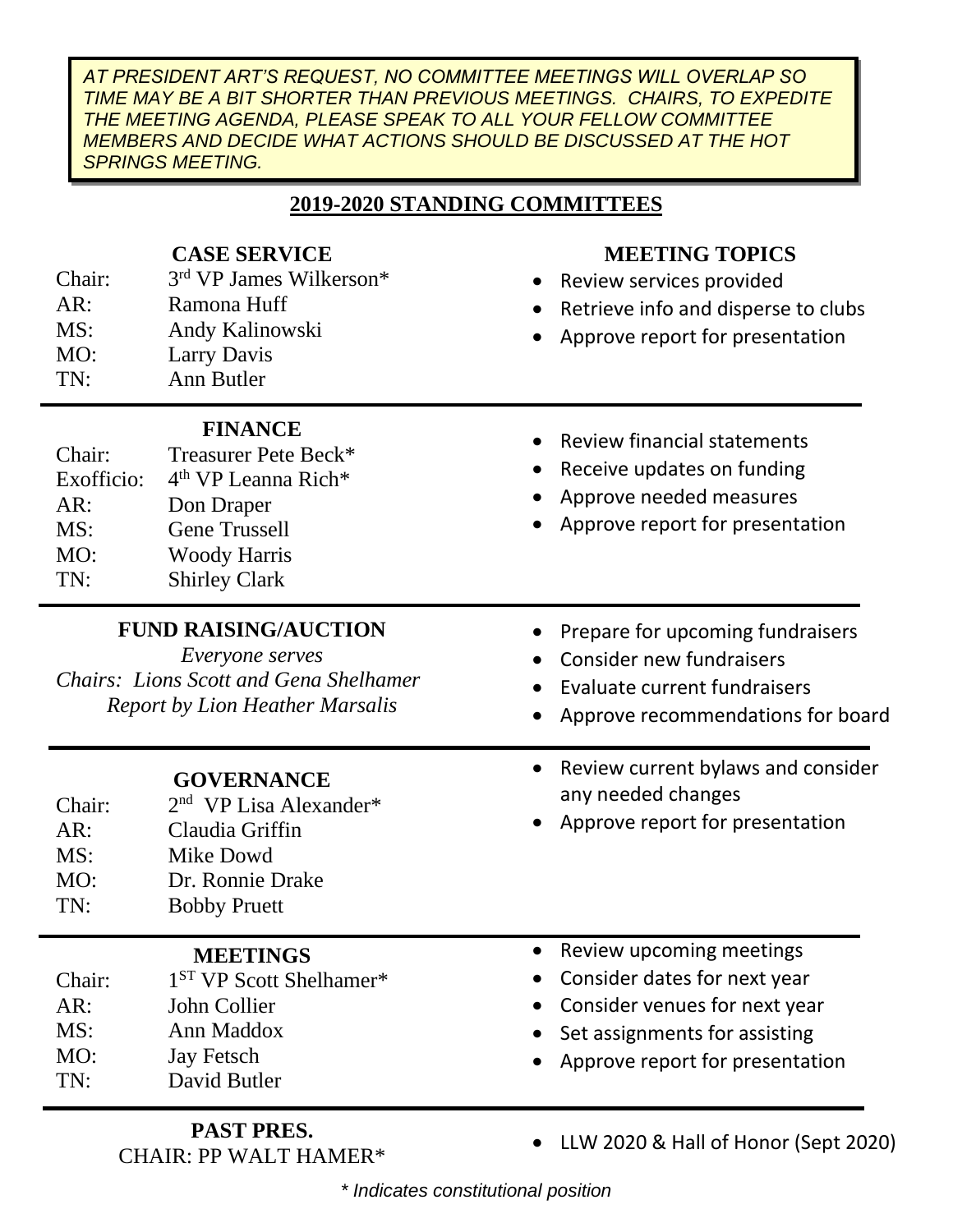*AT PRESIDENT ART'S REQUEST, NO COMMITTEE MEETINGS WILL OVERLAP SO TIME MAY BE A BIT SHORTER THAN PREVIOUS MEETINGS. CHAIRS, TO EXPEDITE THE MEETING AGENDA, PLEASE SPEAK TO ALL YOUR FELLOW COMMITTEE MEMBERS AND DECIDE WHAT ACTIONS SHOULD BE DISCUSSED AT THE HOT SPRINGS MEETING.*

## 2019-2020 STANDING COMMITTEES

| | MEETING TOPICS |
|---|---|
| **CASE SERVICE**<br>Chair: 3rd VP James Wilkerson*<br>AR: Ramona Huff<br>MS: Andy Kalinowski<br>MO: Larry Davis<br>TN: Ann Butler | • Review services provided<br>• Retrieve info and disperse to clubs<br>• Approve report for presentation |
| **FINANCE**<br>Chair: Treasurer Pete Beck*<br>Exofficio: 4th VP Leanna Rich*<br>AR: Don Draper<br>MS: Gene Trussell<br>MO: Woody Harris<br>TN: Shirley Clark | • Review financial statements<br>• Receive updates on funding<br>• Approve needed measures<br>• Approve report for presentation |
| **FUND RAISING/AUCTION**<br>*Everyone serves*<br>*Chairs: Lions Scott and Gena Shelhamer*<br>*Report by Lion Heather Marsalis* | • Prepare for upcoming fundraisers<br>• Consider new fundraisers<br>• Evaluate current fundraisers<br>• Approve recommendations for board |
| **GOVERNANCE**<br>Chair: 2nd VP Lisa Alexander*<br>AR: Claudia Griffin<br>MS: Mike Dowd<br>MO: Dr. Ronnie Drake<br>TN: Bobby Pruett | • Review current bylaws and consider any needed changes<br>• Approve report for presentation |
| **MEETINGS**<br>Chair: 1ST VP Scott Shelhamer*<br>AR: John Collier<br>MS: Ann Maddox<br>MO: Jay Fetsch<br>TN: David Butler | • Review upcoming meetings<br>• Consider dates for next year<br>• Consider venues for next year<br>• Set assignments for assisting<br>• Approve report for presentation |
| **PAST PRES.**<br>CHAIR: PP WALT HAMER* | • LLW 2020 & Hall of Honor (Sept 2020) |

*\* Indicates constitutional position*